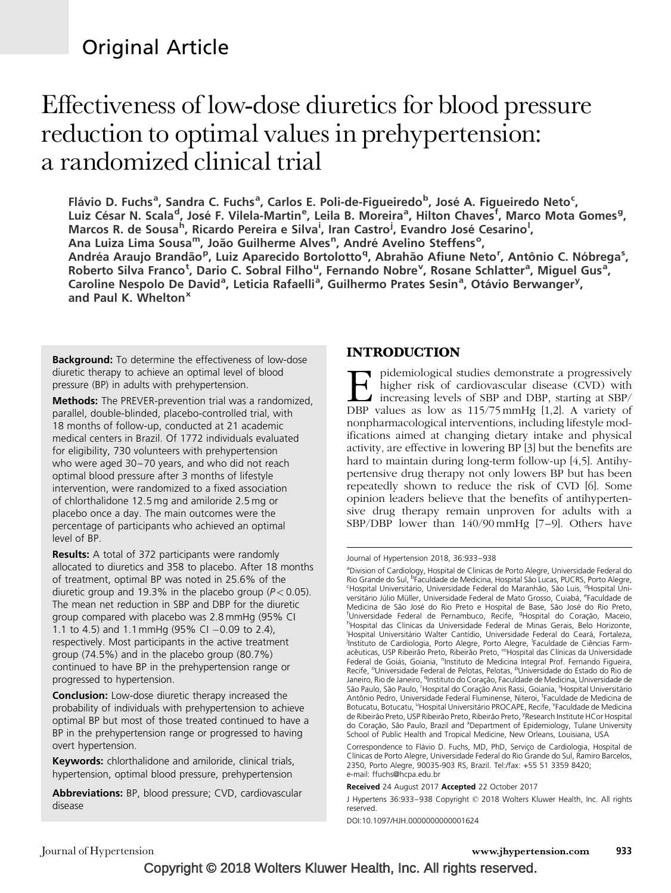Original Article

# Effectiveness of low-dose diuretics for blood pressure reduction to optimal values in prehypertension: a randomized clinical trial

**Flávio D. Fuchs[a], Sandra C. Fuchs[a], Carlos E. Poli-de-Figueiredo[b], José A. Figueiredo Neto[c], Luiz César N. Scala[d], José F. Vilela-Martin[e], Leila B. Moreira[a], Hilton Chaves[f], Marco Mota Gomes[g], Marcos R. de Sousa[h], Ricardo Pereira e Silva[i], Iran Castro[j], Evandro José Cesarino[l], Ana Luiza Lima Sousa[m], João Guilherme Alves[n], André Avelino Steffens[o], Andréa Araujo Brandão[p], Luiz Aparecido Bortolotto[q], Abrahão Afiune Neto[r], Antônio C. Nóbrega[s], Roberto Silva Franco[t], Dario C. Sobral Filho[u], Fernando Nobre[v], Rosane Schlatter[a], Miguel Gus[a], Caroline Nespolo De David[a], Leticia Rafaelli[a], Guilhermo Prates Sesin[a], Otávio Berwanger[y], and Paul K. Whelton[x]**

**Background:** To determine the effectiveness of low-dose diuretic therapy to achieve an optimal level of blood pressure (BP) in adults with prehypertension.

**Methods:** The PREVER-prevention trial was a randomized, parallel, double-blinded, placebo-controlled trial, with 18 months of follow-up, conducted at 21 academic medical centers in Brazil. Of 1772 individuals evaluated for eligibility, 730 volunteers with prehypertension who were aged 30–70 years, and who did not reach optimal blood pressure after 3 months of lifestyle intervention, were randomized to a fixed association of chlorthalidone 12.5 mg and amiloride 2.5 mg or placebo once a day. The main outcomes were the percentage of participants who achieved an optimal level of BP.

**Results:** A total of 372 participants were randomly allocated to diuretics and 358 to placebo. After 18 months of treatment, optimal BP was noted in 25.6% of the diuretic group and 19.3% in the placebo group ($P < 0.05$). The mean net reduction in SBP and DBP for the diuretic group compared with placebo was 2.8 mmHg (95% CI 1.1 to 4.5) and 1.1 mmHg (95% CI −0.09 to 2.4), respectively. Most participants in the active treatment group (74.5%) and in the placebo group (80.7%) continued to have BP in the prehypertension range or progressed to hypertension.

**Conclusion:** Low-dose diuretic therapy increased the probability of individuals with prehypertension to achieve optimal BP but most of those treated continued to have a BP in the prehypertension range or progressed to having overt hypertension.

**Keywords:** chlorthalidone and amiloride, clinical trials, hypertension, optimal blood pressure, prehypertension

**Abbreviations:** BP, blood pressure; CVD, cardiovascular disease

## INTRODUCTION

Epidemiological studies demonstrate a progressively higher risk of cardiovascular disease (CVD) with increasing levels of SBP and DBP, starting at SBP/DBP values as low as 115/75 mmHg [1,2]. A variety of nonpharmacological interventions, including lifestyle modifications aimed at changing dietary intake and physical activity, are effective in lowering BP [3] but the benefits are hard to maintain during long-term follow-up [4,5]. Antihypertensive drug therapy not only lowers BP but has been repeatedly shown to reduce the risk of CVD [6]. Some opinion leaders believe that the benefits of antihypertensive drug therapy remain unproven for adults with a SBP/DBP lower than 140/90 mmHg [7–9]. Others have

Journal of Hypertension 2018, 36:933–938

[a]Division of Cardiology, Hospital de Clínicas de Porto Alegre, Universidade Federal do Rio Grande do Sul, [b]Faculdade de Medicina, Hospital São Lucas, PUCRS, Porto Alegre, [c]Hospital Universitário, Universidade Federal do Maranhão, São Luis, [d]Hospital Universitário Júlio Müller, Universidade Federal de Mato Grosso, Cuiabá, [e]Faculdade de Medicina de São José do Rio Preto e Hospital de Base, São José do Rio Preto, [f]Universidade Federal de Pernambuco, Recife, [g]Hospital do Coração, Maceio, [h]Hospital das Clínicas da Universidade Federal de Minas Gerais, Belo Horizonte, [i]Hospital Universitário Walter Cantídio, Universidade Federal do Ceará, Fortaleza, [j]Instituto de Cardiologia, Porto Alegre, Porto Alegre, [l]Faculdade de Ciências Farmacêuticas, USP Ribeirão Preto, Ribeirão Preto, [m]Hospital das Clínicas da Universidade Federal de Goiás, Goiania, [n]Instituto de Medicina Integral Prof. Fernando Figueira, Recife, [o]Universidade Federal de Pelotas, Pelotas, [p]Universidade do Estado do Rio de Janeiro, Rio de Janeiro, [q]Instituto do Coração, Faculdade de Medicina, Universidade de São Paulo, São Paulo, [r]Hospital do Coração Anis Rassi, Goiania, [s]Hospital Universitário Antônio Pedro, Universidade Federal Fluminense, Niteroi, [t]Faculdade de Medicina de Botucatu, Botucatu, [u]Hospital Universitário PROCAPE, Recife, [v]Faculdade de Medicina de Ribeirão Preto, USP Ribeirão Preto, Ribeirão Preto, [y]Research Institute HCor Hospital do Coração, São Paulo, Brazil and [x]Department of Epidemiology, Tulane University School of Public Health and Tropical Medicine, New Orleans, Louisiana, USA

Correspondence to Flávio D. Fuchs, MD, PhD, Serviço de Cardiologia, Hospital de Clínicas de Porto Alegre, Universidade Federal do Rio Grande do Sul, Ramiro Barcelos, 2350, Porto Alegre, 90035-903 RS, Brazil. Tel:/fax: +55 51 3359 8420; e-mail: ffuchs@hcpa.edu.br

**Received** 24 August 2017 **Accepted** 22 October 2017

J Hypertens 36:933–938 Copyright © 2018 Wolters Kluwer Health, Inc. All rights reserved.

DOI:10.1097/HJH.0000000000001624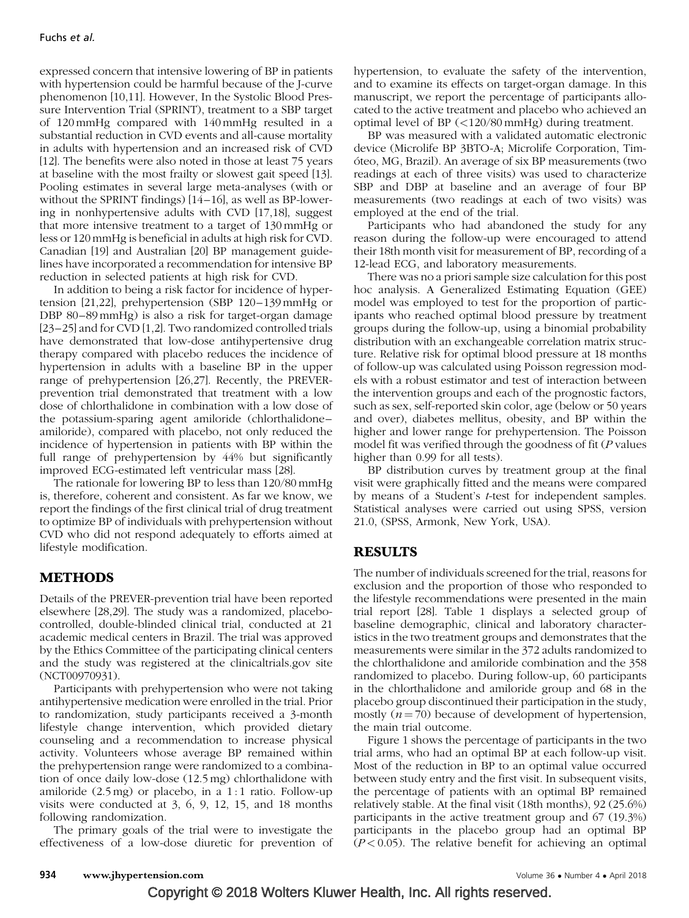expressed concern that intensive lowering of BP in patients with hypertension could be harmful because of the J-curve phenomenon [10,11]. However, In the Systolic Blood Pressure Intervention Trial (SPRINT), treatment to a SBP target of 120 mmHg compared with 140 mmHg resulted in a substantial reduction in CVD events and all-cause mortality in adults with hypertension and an increased risk of CVD [12]. The benefits were also noted in those at least 75 years at baseline with the most frailty or slowest gait speed [13]. Pooling estimates in several large meta-analyses (with or without the SPRINT findings) [14–16], as well as BP-lowering in nonhypertensive adults with CVD [17,18], suggest that more intensive treatment to a target of 130 mmHg or less or 120 mmHg is beneficial in adults at high risk for CVD. Canadian [19] and Australian [20] BP management guidelines have incorporated a recommendation for intensive BP reduction in selected patients at high risk for CVD.

In addition to being a risk factor for incidence of hypertension [21,22], prehypertension (SBP 120–139 mmHg or DBP 80–89 mmHg) is also a risk for target-organ damage [23–25] and for CVD [1,2]. Two randomized controlled trials have demonstrated that low-dose antihypertensive drug therapy compared with placebo reduces the incidence of hypertension in adults with a baseline BP in the upper range of prehypertension [26,27]. Recently, the PREVER-prevention trial demonstrated that treatment with a low dose of chlorthalidone in combination with a low dose of the potassium-sparing agent amiloride (chlorthalidone–amiloride), compared with placebo, not only reduced the incidence of hypertension in patients with BP within the full range of prehypertension by 44% but significantly improved ECG-estimated left ventricular mass [28].

The rationale for lowering BP to less than 120/80 mmHg is, therefore, coherent and consistent. As far we know, we report the findings of the first clinical trial of drug treatment to optimize BP of individuals with prehypertension without CVD who did not respond adequately to efforts aimed at lifestyle modification.

## METHODS

Details of the PREVER-prevention trial have been reported elsewhere [28,29]. The study was a randomized, placebo-controlled, double-blinded clinical trial, conducted at 21 academic medical centers in Brazil. The trial was approved by the Ethics Committee of the participating clinical centers and the study was registered at the clinicaltrials.gov site (NCT00970931).

Participants with prehypertension who were not taking antihypertensive medication were enrolled in the trial. Prior to randomization, study participants received a 3-month lifestyle change intervention, which provided dietary counseling and a recommendation to increase physical activity. Volunteers whose average BP remained within the prehypertension range were randomized to a combination of once daily low-dose (12.5 mg) chlorthalidone with amiloride (2.5 mg) or placebo, in a 1 : 1 ratio. Follow-up visits were conducted at 3, 6, 9, 12, 15, and 18 months following randomization.

The primary goals of the trial were to investigate the effectiveness of a low-dose diuretic for prevention of hypertension, to evaluate the safety of the intervention, and to examine its effects on target-organ damage. In this manuscript, we report the percentage of participants allocated to the active treatment and placebo who achieved an optimal level of BP (<120/80 mmHg) during treatment.

BP was measured with a validated automatic electronic device (Microlife BP 3BTO-A; Microlife Corporation, Timóteo, MG, Brazil). An average of six BP measurements (two readings at each of three visits) was used to characterize SBP and DBP at baseline and an average of four BP measurements (two readings at each of two visits) was employed at the end of the trial.

Participants who had abandoned the study for any reason during the follow-up were encouraged to attend their 18th month visit for measurement of BP, recording of a 12-lead ECG, and laboratory measurements.

There was no a priori sample size calculation for this post hoc analysis. A Generalized Estimating Equation (GEE) model was employed to test for the proportion of participants who reached optimal blood pressure by treatment groups during the follow-up, using a binomial probability distribution with an exchangeable correlation matrix structure. Relative risk for optimal blood pressure at 18 months of follow-up was calculated using Poisson regression models with a robust estimator and test of interaction between the intervention groups and each of the prognostic factors, such as sex, self-reported skin color, age (below or 50 years and over), diabetes mellitus, obesity, and BP within the higher and lower range for prehypertension. The Poisson model fit was verified through the goodness of fit (*P* values higher than 0.99 for all tests).

BP distribution curves by treatment group at the final visit were graphically fitted and the means were compared by means of a Student's *t*-test for independent samples. Statistical analyses were carried out using SPSS, version 21.0, (SPSS, Armonk, New York, USA).

## RESULTS

The number of individuals screened for the trial, reasons for exclusion and the proportion of those who responded to the lifestyle recommendations were presented in the main trial report [28]. Table 1 displays a selected group of baseline demographic, clinical and laboratory characteristics in the two treatment groups and demonstrates that the measurements were similar in the 372 adults randomized to the chlorthalidone and amiloride combination and the 358 randomized to placebo. During follow-up, 60 participants in the chlorthalidone and amiloride group and 68 in the placebo group discontinued their participation in the study, mostly ($n = 70$) because of development of hypertension, the main trial outcome.

Figure 1 shows the percentage of participants in the two trial arms, who had an optimal BP at each follow-up visit. Most of the reduction in BP to an optimal value occurred between study entry and the first visit. In subsequent visits, the percentage of patients with an optimal BP remained relatively stable. At the final visit (18th months), 92 (25.6%) participants in the active treatment group and 67 (19.3%) participants in the placebo group had an optimal BP ($P < 0.05$). The relative benefit for achieving an optimal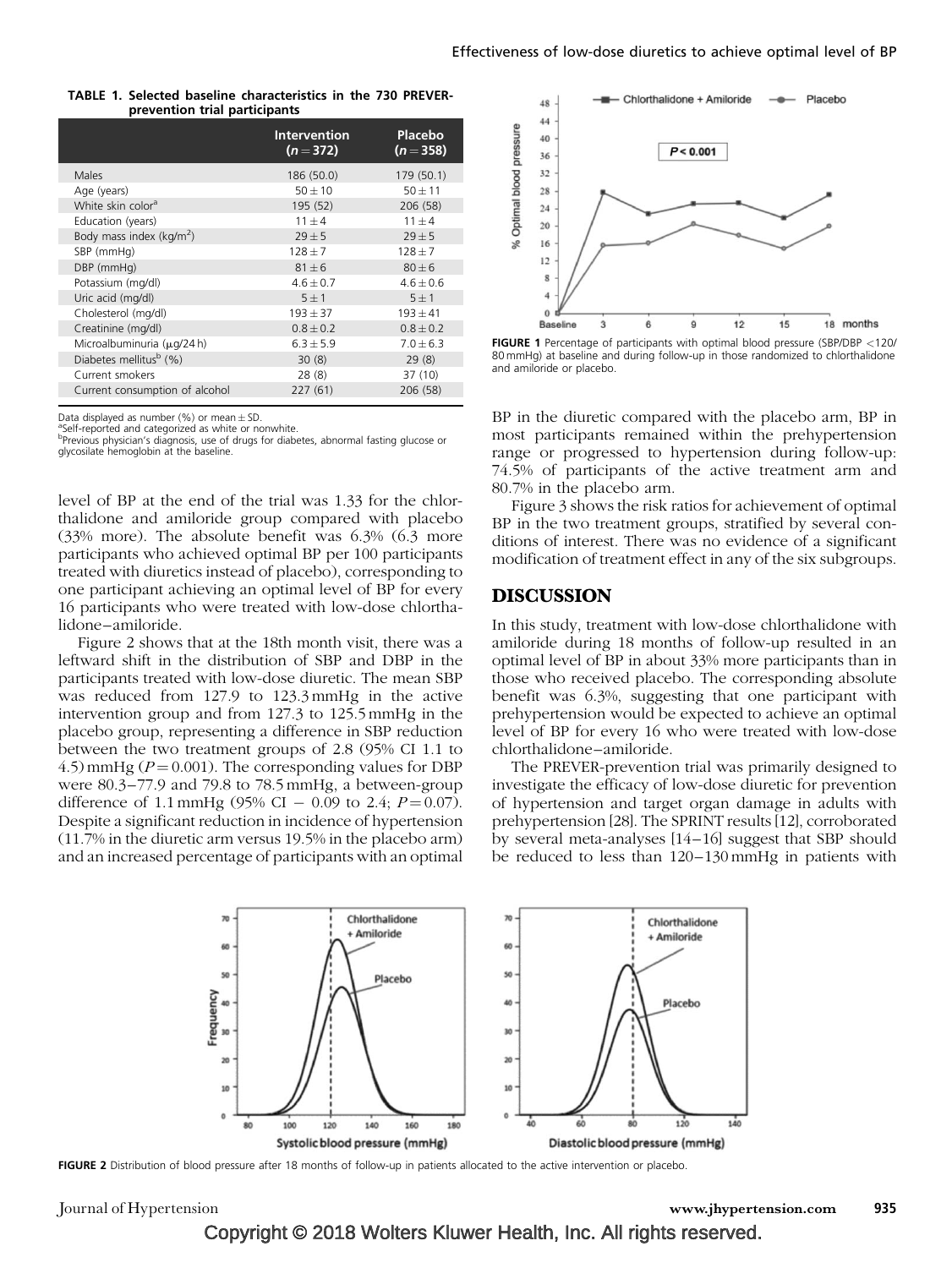**TABLE 1. Selected baseline characteristics in the 730 PREVER-prevention trial participants**

| | Intervention ($n = 372$) | Placebo ($n = 358$) |
|---|---|---|
| Males | 186 (50.0) | 179 (50.1) |
| Age (years) | 50 ± 10 | 50 ± 11 |
| White skin color[a] | 195 (52) | 206 (58) |
| Education (years) | 11 ± 4 | 11 ± 4 |
| Body mass index (kg/m$^2$) | 29 ± 5 | 29 ± 5 |
| SBP (mmHg) | 128 ± 7 | 128 ± 7 |
| DBP (mmHg) | 81 ± 6 | 80 ± 6 |
| Potassium (mg/dl) | 4.6 ± 0.7 | 4.6 ± 0.6 |
| Uric acid (mg/dl) | 5 ± 1 | 5 ± 1 |
| Cholesterol (mg/dl) | 193 ± 37 | 193 ± 41 |
| Creatinine (mg/dl) | 0.8 ± 0.2 | 0.8 ± 0.2 |
| Microalbuminuria (μg/24 h) | 6.3 ± 5.9 | 7.0 ± 6.3 |
| Diabetes mellitus[b] (%) | 30 (8) | 29 (8) |
| Current smokers | 28 (8) | 37 (10) |
| Current consumption of alcohol | 227 (61) | 206 (58) |

Data displayed as number (%) or mean ± SD.
[a]Self-reported and categorized as white or nonwhite.
[b]Previous physician's diagnosis, use of drugs for diabetes, abnormal fasting glucose or glycosilate hemoglobin at the baseline.

level of BP at the end of the trial was 1.33 for the chlorthalidone and amiloride group compared with placebo (33% more). The absolute benefit was 6.3% (6.3 more participants who achieved optimal BP per 100 participants treated with diuretics instead of placebo), corresponding to one participant achieving an optimal level of BP for every 16 participants who were treated with low-dose chlorthalidone–amiloride.

Figure 2 shows that at the 18th month visit, there was a leftward shift in the distribution of SBP and DBP in the participants treated with low-dose diuretic. The mean SBP was reduced from 127.9 to 123.3 mmHg in the active intervention group and from 127.3 to 125.5 mmHg in the placebo group, representing a difference in SBP reduction between the two treatment groups of 2.8 (95% CI 1.1 to 4.5) mmHg ($P = 0.001$). The corresponding values for DBP were 80.3–77.9 and 79.8 to 78.5 mmHg, a between-group difference of 1.1 mmHg (95% CI − 0.09 to 2.4; $P = 0.07$). Despite a significant reduction in incidence of hypertension (11.7% in the diuretic arm versus 19.5% in the placebo arm) and an increased percentage of participants with an optimal BP in the diuretic compared with the placebo arm, BP in most participants remained within the prehypertension range or progressed to hypertension during follow-up: 74.5% of participants of the active treatment arm and 80.7% in the placebo arm.

**FIGURE 1** Percentage of participants with optimal blood pressure (SBP/DBP <120/80 mmHg) at baseline and during follow-up in those randomized to chlorthalidone and amiloride or placebo.

Figure 3 shows the risk ratios for achievement of optimal BP in the two treatment groups, stratified by several conditions of interest. There was no evidence of a significant modification of treatment effect in any of the six subgroups.

## DISCUSSION

In this study, treatment with low-dose chlorthalidone with amiloride during 18 months of follow-up resulted in an optimal level of BP in about 33% more participants than in those who received placebo. The corresponding absolute benefit was 6.3%, suggesting that one participant with prehypertension would be expected to achieve an optimal level of BP for every 16 who were treated with low-dose chlorthalidone–amiloride.

The PREVER-prevention trial was primarily designed to investigate the efficacy of low-dose diuretic for prevention of hypertension and target organ damage in adults with prehypertension [28]. The SPRINT results [12], corroborated by several meta-analyses [14–16] suggest that SBP should be reduced to less than 120–130 mmHg in patients with

**FIGURE 2** Distribution of blood pressure after 18 months of follow-up in patients allocated to the active intervention or placebo.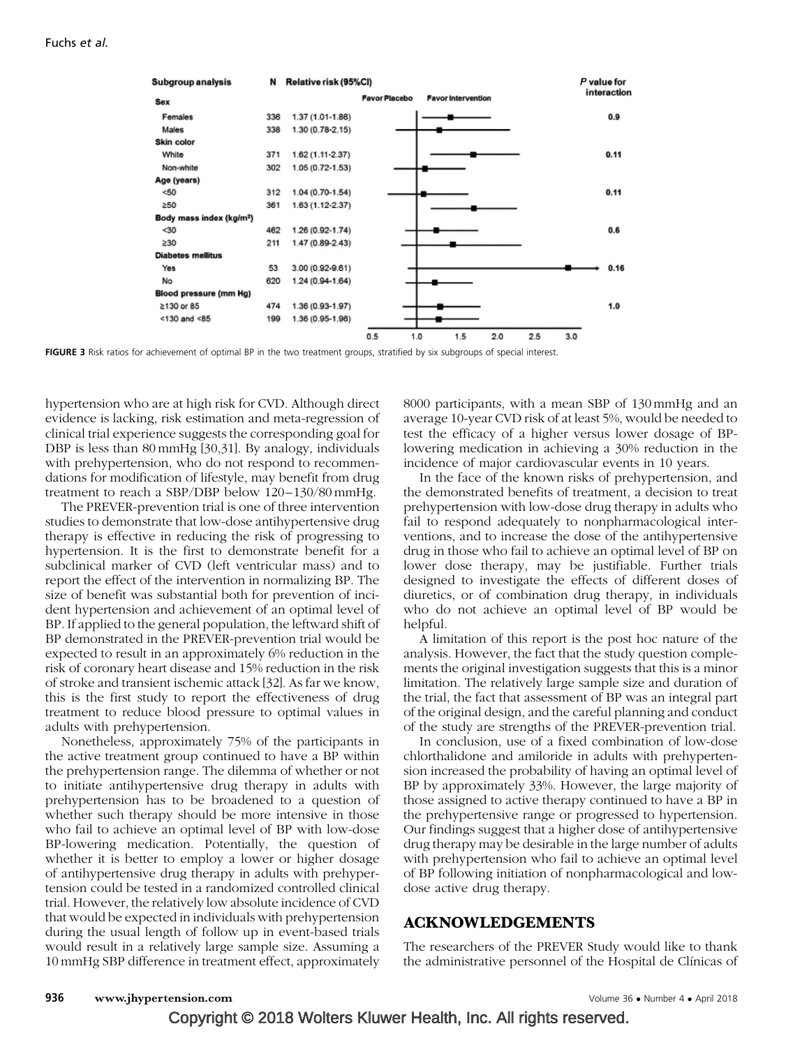| Subgroup analysis | N | Relative risk (95%CI) | P value for interaction |
|---|---|---|---|
| **Sex** | | | |
| Females | 336 | 1.37 (1.01-1.86) | 0.9 |
| Males | 338 | 1.30 (0.78-2.15) | |
| **Skin color** | | | |
| White | 371 | 1.62 (1.11-2.37) | 0.11 |
| Non-white | 302 | 1.05 (0.72-1.53) | |
| **Age (years)** | | | |
| <50 | 312 | 1.04 (0.70-1.54) | 0.11 |
| ≥50 | 361 | 1.63 (1.12-2.37) | |
| **Body mass index (kg/m²)** | | | |
| <30 | 462 | 1.26 (0.92-1.74) | 0.6 |
| ≥30 | 211 | 1.47 (0.89-2.43) | |
| **Diabetes mellitus** | | | |
| Yes | 53 | 3.00 (0.92-9.61) | 0.16 |
| No | 620 | 1.24 (0.94-1.64) | |
| **Blood pressure (mm Hg)** | | | |
| ≥130 or 85 | 474 | 1.36 (0.93-1.97) | 1.0 |
| <130 and <85 | 199 | 1.36 (0.95-1.96) | |

**FIGURE 3** Risk ratios for achievement of optimal BP in the two treatment groups, stratified by six subgroups of special interest.

hypertension who are at high risk for CVD. Although direct evidence is lacking, risk estimation and meta-regression of clinical trial experience suggests the corresponding goal for DBP is less than 80 mmHg [30,31]. By analogy, individuals with prehypertension, who do not respond to recommendations for modification of lifestyle, may benefit from drug treatment to reach a SBP/DBP below 120–130/80 mmHg.

The PREVER-prevention trial is one of three intervention studies to demonstrate that low-dose antihypertensive drug therapy is effective in reducing the risk of progressing to hypertension. It is the first to demonstrate benefit for a subclinical marker of CVD (left ventricular mass) and to report the effect of the intervention in normalizing BP. The size of benefit was substantial both for prevention of incident hypertension and achievement of an optimal level of BP. If applied to the general population, the leftward shift of BP demonstrated in the PREVER-prevention trial would be expected to result in an approximately 6% reduction in the risk of coronary heart disease and 15% reduction in the risk of stroke and transient ischemic attack [32]. As far we know, this is the first study to report the effectiveness of drug treatment to reduce blood pressure to optimal values in adults with prehypertension.

Nonetheless, approximately 75% of the participants in the active treatment group continued to have a BP within the prehypertension range. The dilemma of whether or not to initiate antihypertensive drug therapy in adults with prehypertension has to be broadened to a question of whether such therapy should be more intensive in those who fail to achieve an optimal level of BP with low-dose BP-lowering medication. Potentially, the question of whether it is better to employ a lower or higher dosage of antihypertensive drug therapy in adults with prehypertension could be tested in a randomized controlled clinical trial. However, the relatively low absolute incidence of CVD that would be expected in individuals with prehypertension during the usual length of follow up in event-based trials would result in a relatively large sample size. Assuming a 10 mmHg SBP difference in treatment effect, approximately 8000 participants, with a mean SBP of 130 mmHg and an average 10-year CVD risk of at least 5%, would be needed to test the efficacy of a higher versus lower dosage of BP-lowering medication in achieving a 30% reduction in the incidence of major cardiovascular events in 10 years.

In the face of the known risks of prehypertension, and the demonstrated benefits of treatment, a decision to treat prehypertension with low-dose drug therapy in adults who fail to respond adequately to nonpharmacological interventions, and to increase the dose of the antihypertensive drug in those who fail to achieve an optimal level of BP on lower dose therapy, may be justifiable. Further trials designed to investigate the effects of different doses of diuretics, or of combination drug therapy, in individuals who do not achieve an optimal level of BP would be helpful.

A limitation of this report is the post hoc nature of the analysis. However, the fact that the study question complements the original investigation suggests that this is a minor limitation. The relatively large sample size and duration of the trial, the fact that assessment of BP was an integral part of the original design, and the careful planning and conduct of the study are strengths of the PREVER-prevention trial.

In conclusion, use of a fixed combination of low-dose chlorthalidone and amiloride in adults with prehypertension increased the probability of having an optimal level of BP by approximately 33%. However, the large majority of those assigned to active therapy continued to have a BP in the prehypertensive range or progressed to hypertension. Our findings suggest that a higher dose of antihypertensive drug therapy may be desirable in the large number of adults with prehypertension who fail to achieve an optimal level of BP following initiation of nonpharmacological and low-dose active drug therapy.

## ACKNOWLEDGEMENTS

The researchers of the PREVER Study would like to thank the administrative personnel of the Hospital de Clínicas of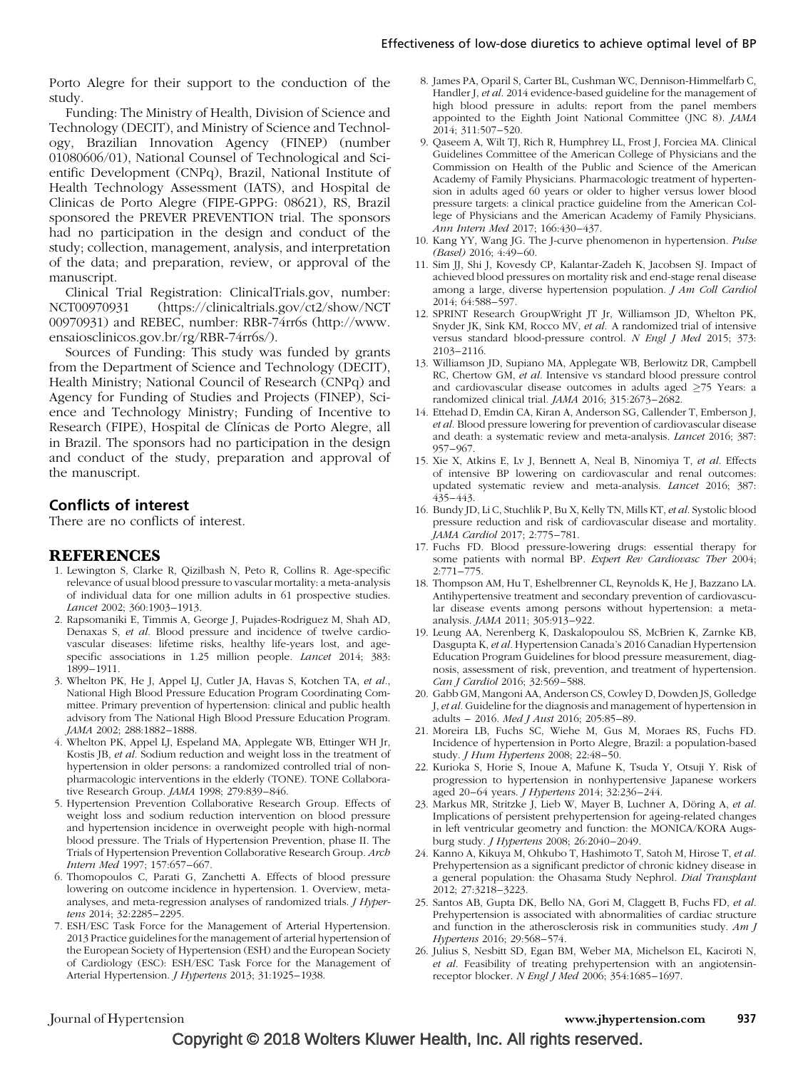Porto Alegre for their support to the conduction of the study.

Funding: The Ministry of Health, Division of Science and Technology (DECIT), and Ministry of Science and Technology, Brazilian Innovation Agency (FINEP) (number 01080606/01), National Counsel of Technological and Scientific Development (CNPq), Brazil, National Institute of Health Technology Assessment (IATS), and Hospital de Clinicas de Porto Alegre (FIPE-GPPG: 08621), RS, Brazil sponsored the PREVER PREVENTION trial. The sponsors had no participation in the design and conduct of the study; collection, management, analysis, and interpretation of the data; and preparation, review, or approval of the manuscript.

Clinical Trial Registration: ClinicalTrials.gov, number: NCT00970931 (https://clinicaltrials.gov/ct2/show/NCT00970931) and REBEC, number: RBR-74rr6s (http://www.ensaiosclinicos.gov.br/rg/RBR-74rr6s/).

Sources of Funding: This study was funded by grants from the Department of Science and Technology (DECIT), Health Ministry; National Council of Research (CNPq) and Agency for Funding of Studies and Projects (FINEP), Science and Technology Ministry; Funding of Incentive to Research (FIPE), Hospital de Clínicas de Porto Alegre, all in Brazil. The sponsors had no participation in the design and conduct of the study, preparation and approval of the manuscript.

## Conflicts of interest

There are no conflicts of interest.

## REFERENCES

1. Lewington S, Clarke R, Qizilbash N, Peto R, Collins R. Age-specific relevance of usual blood pressure to vascular mortality: a meta-analysis of individual data for one million adults in 61 prospective studies. *Lancet* 2002; 360:1903–1913.
2. Rapsomaniki E, Timmis A, George J, Pujades-Rodriguez M, Shah AD, Denaxas S, *et al.* Blood pressure and incidence of twelve cardiovascular diseases: lifetime risks, healthy life-years lost, and age-specific associations in 1.25 million people. *Lancet* 2014; 383: 1899–1911.
3. Whelton PK, He J, Appel LJ, Cutler JA, Havas S, Kotchen TA, *et al.*, National High Blood Pressure Education Program Coordinating Committee. Primary prevention of hypertension: clinical and public health advisory from The National High Blood Pressure Education Program. *JAMA* 2002; 288:1882–1888.
4. Whelton PK, Appel LJ, Espeland MA, Applegate WB, Ettinger WH Jr, Kostis JB, *et al.* Sodium reduction and weight loss in the treatment of hypertension in older persons: a randomized controlled trial of nonpharmacologic interventions in the elderly (TONE). TONE Collaborative Research Group. *JAMA* 1998; 279:839–846.
5. Hypertension Prevention Collaborative Research Group. Effects of weight loss and sodium reduction intervention on blood pressure and hypertension incidence in overweight people with high-normal blood pressure. The Trials of Hypertension Prevention, phase II. The Trials of Hypertension Prevention Collaborative Research Group. *Arch Intern Med* 1997; 157:657–667.
6. Thomopoulos C, Parati G, Zanchetti A. Effects of blood pressure lowering on outcome incidence in hypertension. 1. Overview, meta-analyses, and meta-regression analyses of randomized trials. *J Hypertens* 2014; 32:2285–2295.
7. ESH/ESC Task Force for the Management of Arterial Hypertension. 2013 Practice guidelines for the management of arterial hypertension of the European Society of Hypertension (ESH) and the European Society of Cardiology (ESC): ESH/ESC Task Force for the Management of Arterial Hypertension. *J Hypertens* 2013; 31:1925–1938.
8. James PA, Oparil S, Carter BL, Cushman WC, Dennison-Himmelfarb C, Handler J, *et al.* 2014 evidence-based guideline for the management of high blood pressure in adults: report from the panel members appointed to the Eighth Joint National Committee (JNC 8). *JAMA* 2014; 311:507–520.
9. Qaseem A, Wilt TJ, Rich R, Humphrey LL, Frost J, Forciea MA. Clinical Guidelines Committee of the American College of Physicians and the Commission on Health of the Public and Science of the American Academy of Family Physicians. Pharmacologic treatment of hypertension in adults aged 60 years or older to higher versus lower blood pressure targets: a clinical practice guideline from the American College of Physicians and the American Academy of Family Physicians. *Ann Intern Med* 2017; 166:430–437.
10. Kang YY, Wang JG. The J-curve phenomenon in hypertension. *Pulse (Basel)* 2016; 4:49–60.
11. Sim JJ, Shi J, Kovesdy CP, Kalantar-Zadeh K, Jacobsen SJ. Impact of achieved blood pressures on mortality risk and end-stage renal disease among a large, diverse hypertension population. *J Am Coll Cardiol* 2014; 64:588–597.
12. SPRINT Research GroupWright JT Jr, Williamson JD, Whelton PK, Snyder JK, Sink KM, Rocco MV, *et al.* A randomized trial of intensive versus standard blood-pressure control. *N Engl J Med* 2015; 373: 2103–2116.
13. Williamson JD, Supiano MA, Applegate WB, Berlowitz DR, Campbell RC, Chertow GM, *et al.* Intensive vs standard blood pressure control and cardiovascular disease outcomes in adults aged ≥75 Years: a randomized clinical trial. *JAMA* 2016; 315:2673–2682.
14. Ettehad D, Emdin CA, Kiran A, Anderson SG, Callender T, Emberson J, *et al.* Blood pressure lowering for prevention of cardiovascular disease and death: a systematic review and meta-analysis. *Lancet* 2016; 387: 957–967.
15. Xie X, Atkins E, Lv J, Bennett A, Neal B, Ninomiya T, *et al.* Effects of intensive BP lowering on cardiovascular and renal outcomes: updated systematic review and meta-analysis. *Lancet* 2016; 387: 435–443.
16. Bundy JD, Li C, Stuchlik P, Bu X, Kelly TN, Mills KT, *et al.* Systolic blood pressure reduction and risk of cardiovascular disease and mortality. *JAMA Cardiol* 2017; 2:775–781.
17. Fuchs FD. Blood pressure-lowering drugs: essential therapy for some patients with normal BP. *Expert Rev Cardiovasc Ther* 2004; 2:771–775.
18. Thompson AM, Hu T, Eshelbrenner CL, Reynolds K, He J, Bazzano LA. Antihypertensive treatment and secondary prevention of cardiovascular disease events among persons without hypertension: a meta-analysis. *JAMA* 2011; 305:913–922.
19. Leung AA, Nerenberg K, Daskalopoulou SS, McBrien K, Zarnke KB, Dasgupta K, *et al.* Hypertension Canada's 2016 Canadian Hypertension Education Program Guidelines for blood pressure measurement, diagnosis, assessment of risk, prevention, and treatment of hypertension. *Can J Cardiol* 2016; 32:569–588.
20. Gabb GM, Mangoni AA, Anderson CS, Cowley D, Dowden JS, Golledge J, *et al.* Guideline for the diagnosis and management of hypertension in adults – 2016. *Med J Aust* 2016; 205:85–89.
21. Moreira LB, Fuchs SC, Wiehe M, Gus M, Moraes RS, Fuchs FD. Incidence of hypertension in Porto Alegre, Brazil: a population-based study. *J Hum Hypertens* 2008; 22:48–50.
22. Kurioka S, Horie S, Inoue A, Mafune K, Tsuda Y, Otsuji Y. Risk of progression to hypertension in nonhypertensive Japanese workers aged 20–64 years. *J Hypertens* 2014; 32:236–244.
23. Markus MR, Stritzke J, Lieb W, Mayer B, Luchner A, Döring A, *et al.* Implications of persistent prehypertension for ageing-related changes in left ventricular geometry and function: the MONICA/KORA Augsburg study. *J Hypertens* 2008; 26:2040–2049.
24. Kanno A, Kikuya M, Ohkubo T, Hashimoto T, Satoh M, Hirose T, *et al.* Prehypertension as a significant predictor of chronic kidney disease in a general population: the Ohasama Study Nephrol. *Dial Transplant* 2012; 27:3218–3223.
25. Santos AB, Gupta DK, Bello NA, Gori M, Claggett B, Fuchs FD, *et al.* Prehypertension is associated with abnormalities of cardiac structure and function in the atherosclerosis risk in communities study. *Am J Hypertens* 2016; 29:568–574.
26. Julius S, Nesbitt SD, Egan BM, Weber MA, Michelson EL, Kaciroti N, *et al.* Feasibility of treating prehypertension with an angiotensin-receptor blocker. *N Engl J Med* 2006; 354:1685–1697.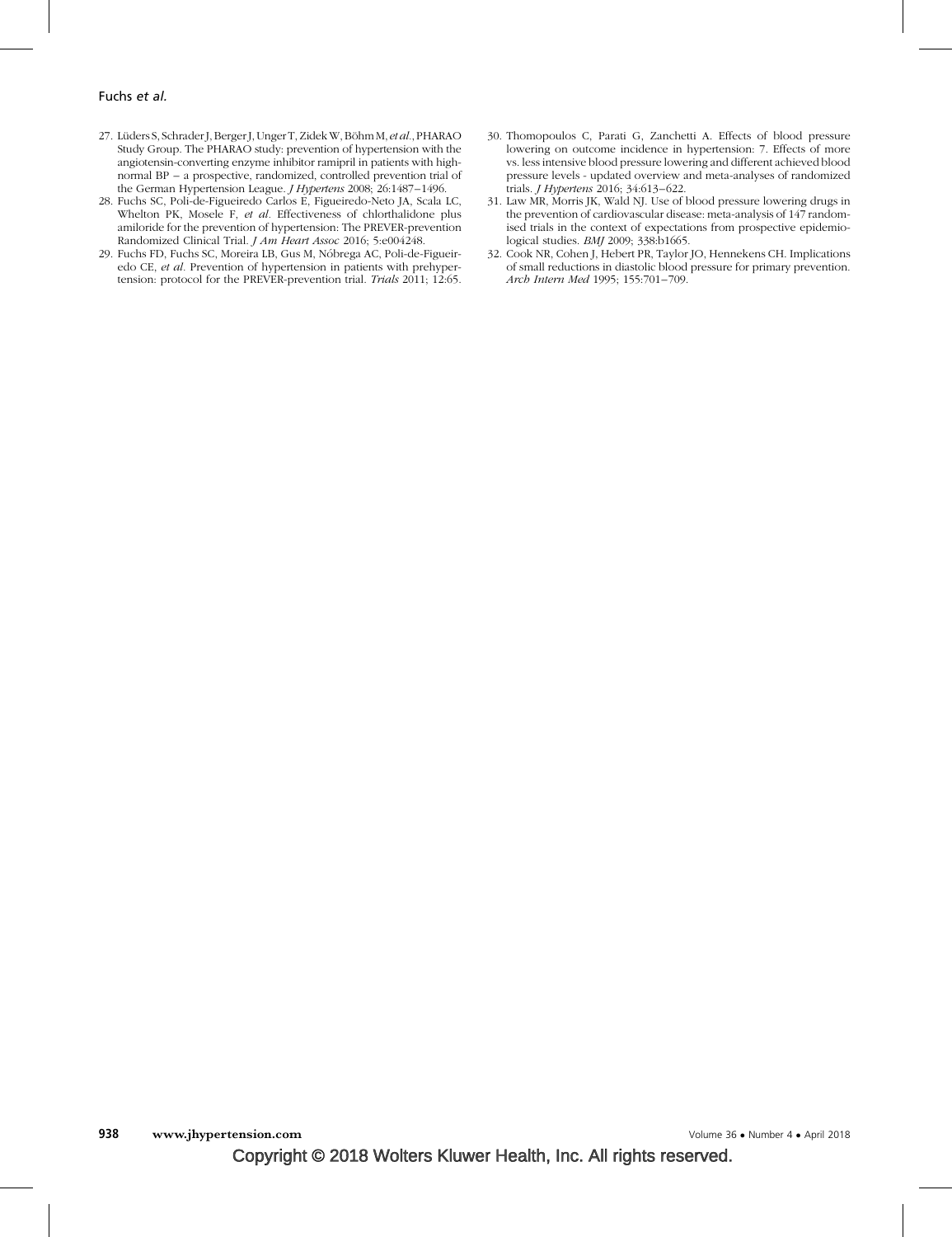27. Lüders S, Schrader J, Berger J, Unger T, Zidek W, Böhm M, *et al.*, PHARAO Study Group. The PHARAO study: prevention of hypertension with the angiotensin-converting enzyme inhibitor ramipril in patients with high-normal BP – a prospective, randomized, controlled prevention trial of the German Hypertension League. *J Hypertens* 2008; 26:1487–1496.
28. Fuchs SC, Poli-de-Figueiredo Carlos E, Figueiredo-Neto JA, Scala LC, Whelton PK, Mosele F, *et al.* Effectiveness of chlorthalidone plus amiloride for the prevention of hypertension: The PREVER-prevention Randomized Clinical Trial. *J Am Heart Assoc* 2016; 5:e004248.
29. Fuchs FD, Fuchs SC, Moreira LB, Gus M, Nóbrega AC, Poli-de-Figueiredo CE, *et al.* Prevention of hypertension in patients with prehypertension: protocol for the PREVER-prevention trial. *Trials* 2011; 12:65.
30. Thomopoulos C, Parati G, Zanchetti A. Effects of blood pressure lowering on outcome incidence in hypertension: 7. Effects of more vs. less intensive blood pressure lowering and different achieved blood pressure levels - updated overview and meta-analyses of randomized trials. *J Hypertens* 2016; 34:613–622.
31. Law MR, Morris JK, Wald NJ. Use of blood pressure lowering drugs in the prevention of cardiovascular disease: meta-analysis of 147 randomised trials in the context of expectations from prospective epidemiological studies. *BMJ* 2009; 338:b1665.
32. Cook NR, Cohen J, Hebert PR, Taylor JO, Hennekens CH. Implications of small reductions in diastolic blood pressure for primary prevention. *Arch Intern Med* 1995; 155:701–709.

Copyright © 2018 Wolters Kluwer Health, Inc. All rights reserved.